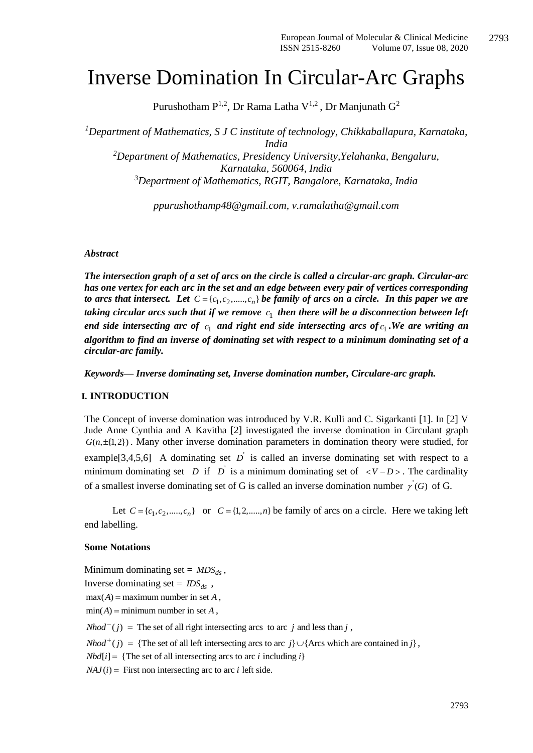# Inverse Domination In Circular-Arc Graphs

Purushotham P[1,2], Dr Rama Latha V[1,2], Dr Manjunath G[2]

[1]*Department of Mathematics, S J C institute of technology, Chikkaballapura, Karnataka, India*
[2]*Department of Mathematics, Presidency University,Yelahanka, Bengaluru, Karnataka, 560064, India*
[3]*Department of Mathematics, RGIT, Bangalore, Karnataka, India*

*ppurushothamp48@gmail.com, v.ramalatha@gmail.com*

***Abstract***

***The intersection graph of a set of arcs on the circle is called a circular-arc graph. Circular-arc has one vertex for each arc in the set and an edge between every pair of vertices corresponding to arcs that intersect. Let $C = \{c_1, c_2, ....., c_n\}$ be family of arcs on a circle. In this paper we are taking circular arcs such that if we remove $c_1$ then there will be a disconnection between left end side intersecting arc of $c_1$ and right end side intersecting arcs of $c_1$. We are writing an algorithm to find an inverse of dominating set with respect to a minimum dominating set of a circular-arc family.***

***Keywords— Inverse dominating set, Inverse domination number, Circulare-arc graph.***

## I. INTRODUCTION

The Concept of inverse domination was introduced by V.R. Kulli and C. Sigarkanti [1]. In [2] V Jude Anne Cynthia and A Kavitha [2] investigated the inverse domination in Circulant graph $G(n, \pm\{1,2\})$. Many other inverse domination parameters in domination theory were studied, for example[3,4,5,6] A dominating set $D'$ is called an inverse dominating set with respect to a minimum dominating set $D$ if $D'$ is a minimum dominating set of $< V - D >$. The cardinality of a smallest inverse dominating set of G is called an inverse domination number $\gamma'(G)$ of G.

Let $C = \{c_1, c_2, ....., c_n\}$ or $C = \{1, 2, ....., n\}$ be family of arcs on a circle. Here we taking left end labelling.

### Some Notations

Minimum dominating set = $MDS_{ds}$,
Inverse dominating set = $IDS_{ds}$,
$\max(A) =$ maximum number in set $A$,
$\min(A) =$ minimum number in set $A$,
$Nhod^-(j)$ = The set of all right intersecting arcs to arc $j$ and less than $j$,
$Nhod^+(j)$ = {The set of all left intersecting arcs to arc $j$} ∪ {Arcs which are contained in $j$},
$Nbd[i]$ = {The set of all intersecting arcs to arc $i$ including $i$}
$NAJ(i)$ = First non intersecting arc to arc $i$ left side.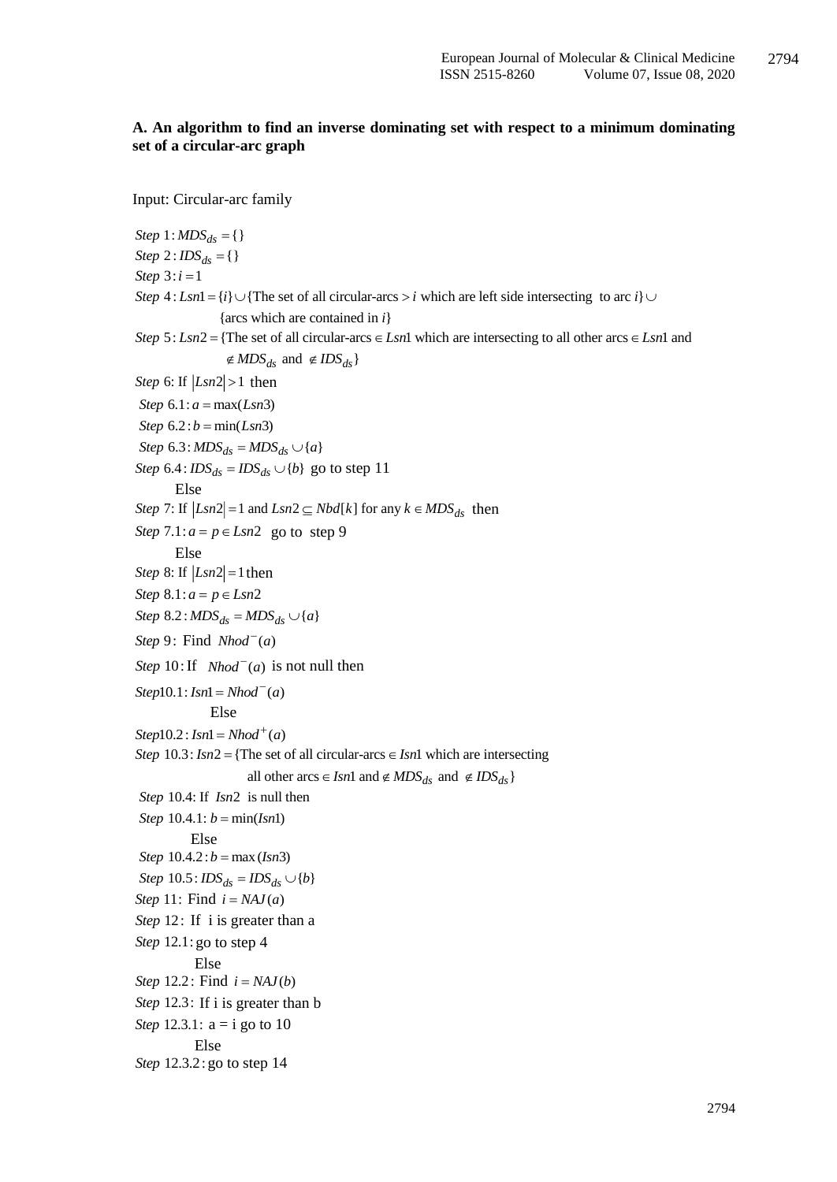**A. An algorithm to find an inverse dominating set with respect to a minimum dominating set of a circular-arc graph**

Input: Circular-arc family

*Step* 1: $MDS_{ds} = \{\}$

*Step* 2: $IDS_{ds} = \{\}$

*Step* 3: $i = 1$

*Step* 4: $Lsn1 = \{i\} \cup$ {The set of all circular-arcs $> i$ which are left side intersecting to arc $i$} $\cup$ {arcs which are contained in $i$}

*Step* 5: $Lsn2 =$ {The set of all circular-arcs $\in Lsn1$ which are intersecting to all other arcs $\in Lsn1$ and $\notin MDS_{ds}$ and $\notin IDS_{ds}$}

*Step* 6: If $|Lsn2| > 1$ then

*Step* 6.1: $a = \max(Lsn3)$

*Step* 6.2: $b = \min(Lsn3)$

*Step* 6.3: $MDS_{ds} = MDS_{ds} \cup \{a\}$

*Step* 6.4: $IDS_{ds} = IDS_{ds} \cup \{b\}$ go to step 11

Else

*Step* 7: If $|Lsn2| = 1$ and $Lsn2 \subseteq Nbd[k]$ for any $k \in MDS_{ds}$ then

*Step* 7.1: $a = p \in Lsn2$ go to step 9

Else

*Step* 8: If $|Lsn2| = 1$ then

*Step* 8.1: $a = p \in Lsn2$

*Step* 8.2: $MDS_{ds} = MDS_{ds} \cup \{a\}$

*Step* 9: Find $Nhod^{-}(a)$

*Step* 10: If $Nhod^{-}(a)$ is not null then

*Step* 10.1: $Isn1 = Nhod^{-}(a)$

Else

*Step* 10.2: $Isn1 = Nhod^{+}(a)$

*Step* 10.3: $Isn2 =$ {The set of all circular-arcs $\in Isn1$ which are intersecting all other arcs $\in Isn1$ and $\notin MDS_{ds}$ and $\notin IDS_{ds}$}

*Step* 10.4: If $Isn2$ is null then

*Step* 10.4.1: $b = \min(Isn1)$

Else

*Step* 10.4.2: $b = \max(Isn3)$

*Step* 10.5: $IDS_{ds} = IDS_{ds} \cup \{b\}$

*Step* 11: Find $i = NAJ(a)$

*Step* 12: If i is greater than a

*Step* 12.1: go to step 4

Else

*Step* 12.2: Find $i = NAJ(b)$

*Step* 12.3: If i is greater than b

*Step* 12.3.1: a = i go to 10

Else

*Step* 12.3.2: go to step 14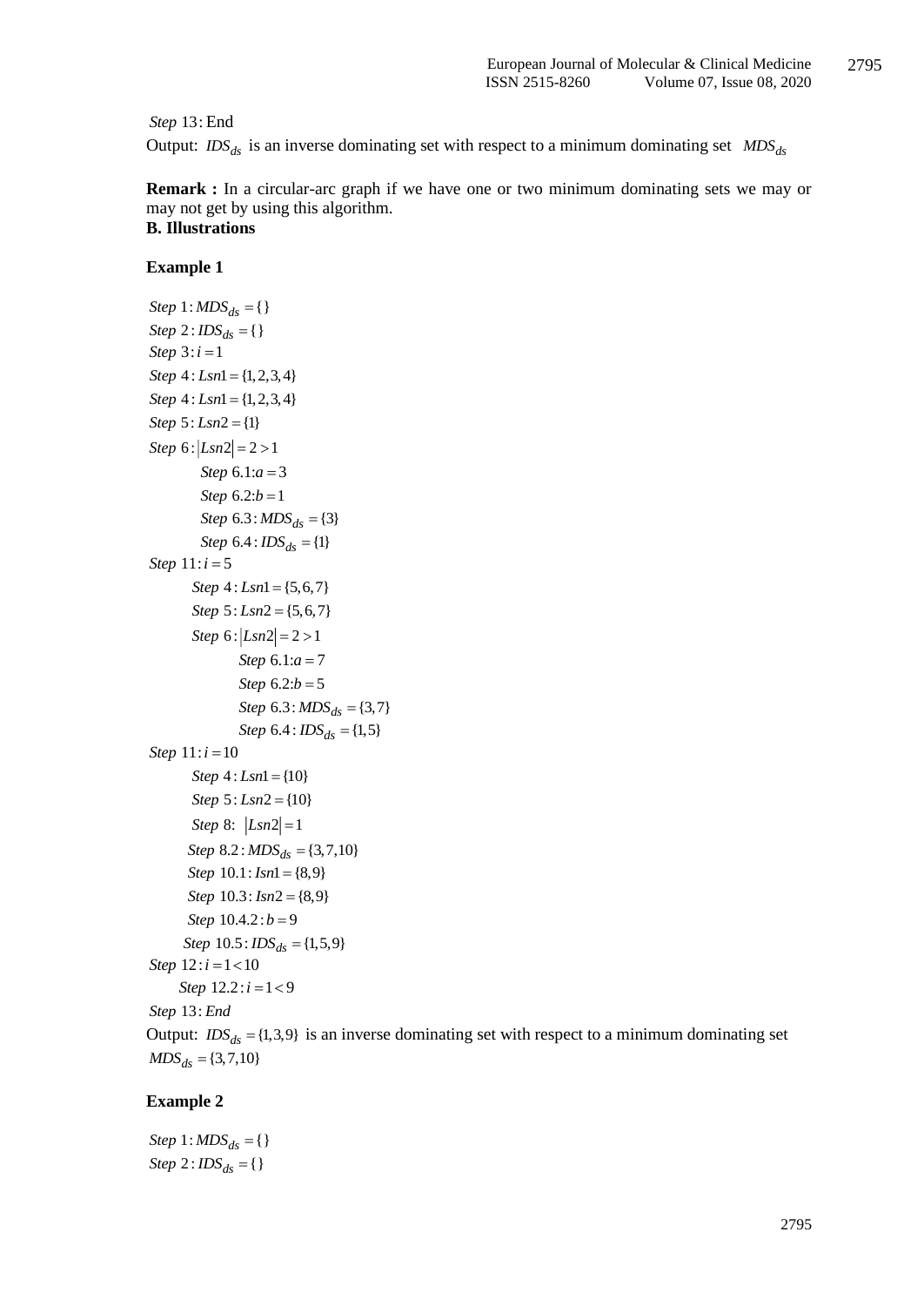*Step* 13: End

Output: $IDS_{ds}$ is an inverse dominating set with respect to a minimum dominating set $MDS_{ds}$

**Remark :** In a circular-arc graph if we have one or two minimum dominating sets we may or may not get by using this algorithm.

**B. Illustrations**

**Example 1**

$Step\ 1: MDS_{ds} = \{\}$
$Step\ 2: IDS_{ds} = \{\}$
$Step\ 3: i = 1$
$Step\ 4: Lsn1 = \{1,2,3,4\}$
$Step\ 4: Lsn1 = \{1,2,3,4\}$
$Step\ 5: Lsn2 = \{1\}$
$Step\ 6: |Lsn2| = 2 > 1$
&nbsp;&nbsp;&nbsp;&nbsp;$Step\ 6.1: a = 3$
&nbsp;&nbsp;&nbsp;&nbsp;$Step\ 6.2: b = 1$
&nbsp;&nbsp;&nbsp;&nbsp;$Step\ 6.3: MDS_{ds} = \{3\}$
&nbsp;&nbsp;&nbsp;&nbsp;$Step\ 6.4: IDS_{ds} = \{1\}$
$Step\ 11: i = 5$
&nbsp;&nbsp;&nbsp;&nbsp;$Step\ 4: Lsn1 = \{5,6,7\}$
&nbsp;&nbsp;&nbsp;&nbsp;$Step\ 5: Lsn2 = \{5,6,7\}$
&nbsp;&nbsp;&nbsp;&nbsp;$Step\ 6: |Lsn2| = 2 > 1$
&nbsp;&nbsp;&nbsp;&nbsp;&nbsp;&nbsp;&nbsp;&nbsp;$Step\ 6.1: a = 7$
&nbsp;&nbsp;&nbsp;&nbsp;&nbsp;&nbsp;&nbsp;&nbsp;$Step\ 6.2: b = 5$
&nbsp;&nbsp;&nbsp;&nbsp;&nbsp;&nbsp;&nbsp;&nbsp;$Step\ 6.3: MDS_{ds} = \{3,7\}$
&nbsp;&nbsp;&nbsp;&nbsp;&nbsp;&nbsp;&nbsp;&nbsp;$Step\ 6.4: IDS_{ds} = \{1,5\}$
$Step\ 11: i = 10$
&nbsp;&nbsp;&nbsp;&nbsp;$Step\ 4: Lsn1 = \{10\}$
&nbsp;&nbsp;&nbsp;&nbsp;$Step\ 5: Lsn2 = \{10\}$
&nbsp;&nbsp;&nbsp;&nbsp;$Step\ 8:\ |Lsn2| = 1$
&nbsp;&nbsp;&nbsp;&nbsp;$Step\ 8.2: MDS_{ds} = \{3,7,10\}$
&nbsp;&nbsp;&nbsp;&nbsp;$Step\ 10.1: Isn1 = \{8,9\}$
&nbsp;&nbsp;&nbsp;&nbsp;$Step\ 10.3: Isn2 = \{8,9\}$
&nbsp;&nbsp;&nbsp;&nbsp;$Step\ 10.4.2: b = 9$
&nbsp;&nbsp;&nbsp;&nbsp;$Step\ 10.5: IDS_{ds} = \{1,5,9\}$
$Step\ 12: i = 1 < 10$
&nbsp;&nbsp;&nbsp;&nbsp;$Step\ 12.2: i = 1 < 9$
$Step\ 13: End$

Output: $IDS_{ds} = \{1,3,9\}$ is an inverse dominating set with respect to a minimum dominating set $MDS_{ds} = \{3,7,10\}$

**Example 2**

$Step\ 1: MDS_{ds} = \{\}$
$Step\ 2: IDS_{ds} = \{\}$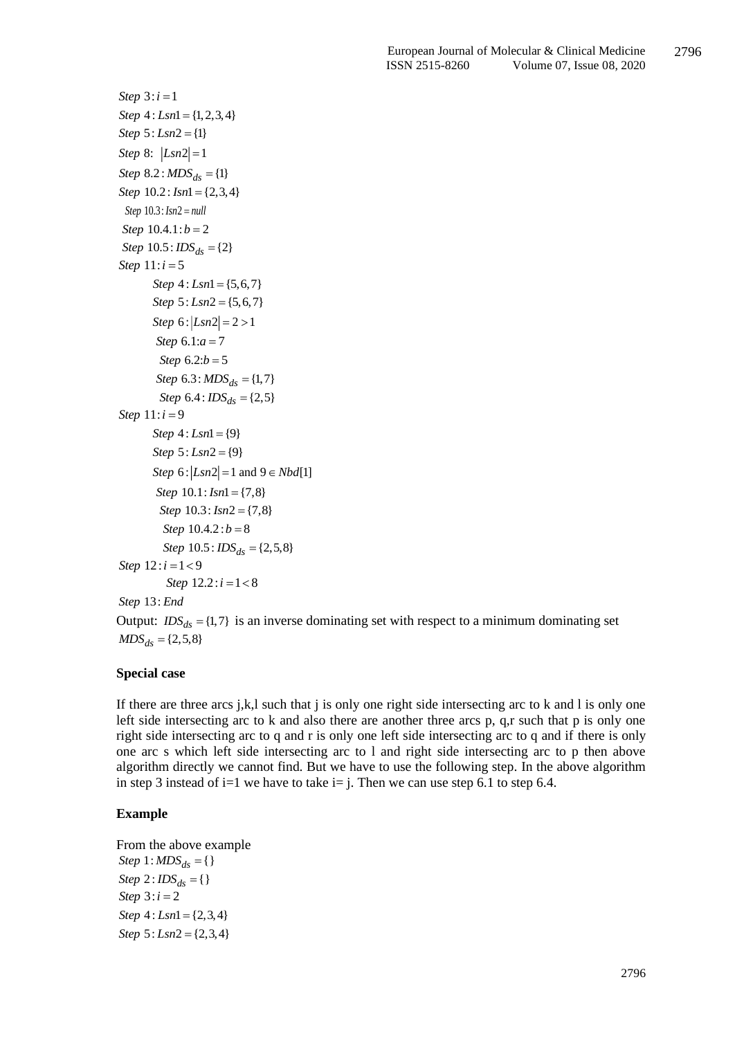$Step\ 3: i = 1$

$Step\ 4: Lsn1 = \{1,2,3,4\}$

$Step\ 5: Lsn2 = \{1\}$

$Step\ 8:\ |Lsn2| = 1$

$Step\ 8.2: MDS_{ds} = \{1\}$

$Step\ 10.2: Isn1 = \{2,3,4\}$

$Step\ 10.3: Isn2 = null$

$Step\ 10.4.1: b = 2$

$Step\ 10.5: IDS_{ds} = \{2\}$

$Step\ 11: i = 5$

- $Step\ 4: Lsn1 = \{5,6,7\}$
- $Step\ 5: Lsn2 = \{5,6,7\}$
- $Step\ 6: |Lsn2| = 2 > 1$
  - $Step\ 6.1: a = 7$
  - $Step\ 6.2: b = 5$
  - $Step\ 6.3: MDS_{ds} = \{1,7\}$
  - $Step\ 6.4: IDS_{ds} = \{2,5\}$

$Step\ 11: i = 9$

- $Step\ 4: Lsn1 = \{9\}$
- $Step\ 5: Lsn2 = \{9\}$
- $Step\ 6: |Lsn2| = 1$ and $9 \in Nbd[1]$
  - $Step\ 10.1: Isn1 = \{7,8\}$
  - $Step\ 10.3: Isn2 = \{7,8\}$
  - $Step\ 10.4.2: b = 8$
  - $Step\ 10.5: IDS_{ds} = \{2,5,8\}$

$Step\ 12: i = 1 < 9$

- $Step\ 12.2: i = 1 < 8$

$Step\ 13: End$

Output: $IDS_{ds} = \{1,7\}$ is an inverse dominating set with respect to a minimum dominating set $MDS_{ds} = \{2,5,8\}$

### Special case

If there are three arcs j,k,l such that j is only one right side intersecting arc to k and l is only one left side intersecting arc to k and also there are another three arcs p, q,r such that p is only one right side intersecting arc to q and r is only one left side intersecting arc to q and if there is only one arc s which left side intersecting arc to l and right side intersecting arc to p then above algorithm directly we cannot find. But we have to use the following step. In the above algorithm in step 3 instead of i=1 we have to take i= j. Then we can use step 6.1 to step 6.4.

### Example

From the above example

$Step\ 1: MDS_{ds} = \{\}$

$Step\ 2: IDS_{ds} = \{\}$

$Step\ 3: i = 2$

$Step\ 4: Lsn1 = \{2,3,4\}$

$Step\ 5: Lsn2 = \{2,3,4\}$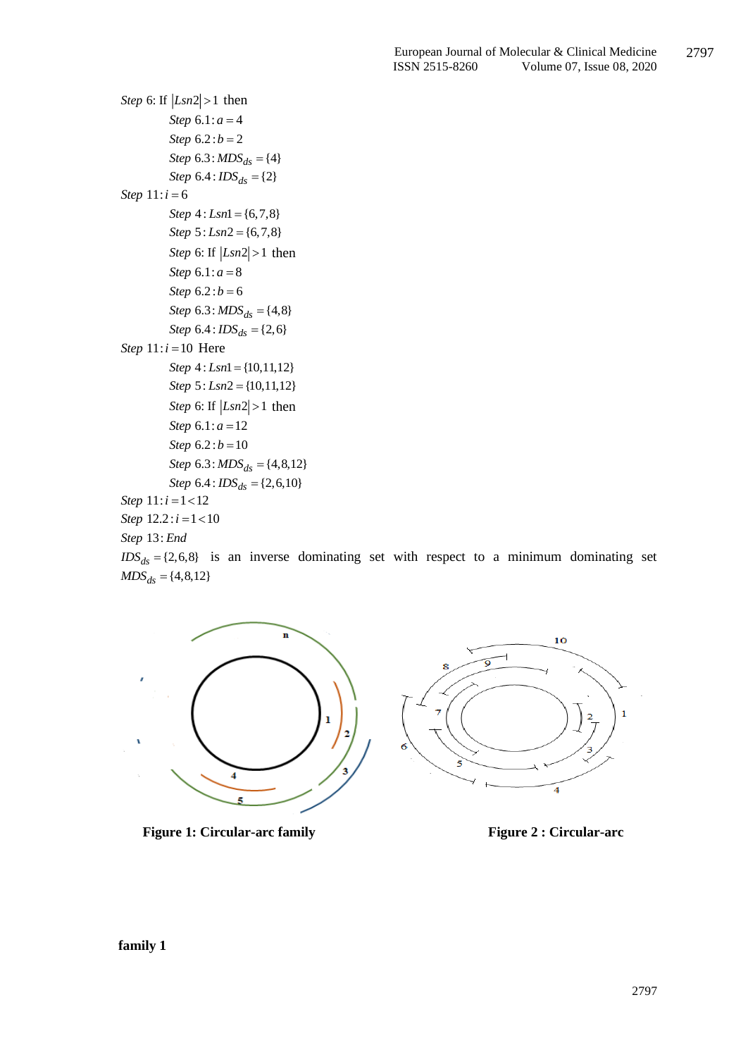*Step* 6: If $|Lsn2| > 1$ then

*Step* 6.1: $a = 4$

*Step* 6.2: $b = 2$

*Step* 6.3: $MDS_{ds} = \{4\}$

*Step* 6.4: $IDS_{ds} = \{2\}$

*Step* 11: $i = 6$

*Step* 4: $Lsn1 = \{6,7,8\}$

*Step* 5: $Lsn2 = \{6,7,8\}$

*Step* 6: If $|Lsn2| > 1$ then

*Step* 6.1: $a = 8$

*Step* 6.2: $b = 6$

*Step* 6.3: $MDS_{ds} = \{4,8\}$

*Step* 6.4: $IDS_{ds} = \{2,6\}$

*Step* 11: $i = 10$ Here

*Step* 4: $Lsn1 = \{10,11,12\}$

*Step* 5: $Lsn2 = \{10,11,12\}$

*Step* 6: If $|Lsn2| > 1$ then

*Step* 6.1: $a = 12$

*Step* 6.2: $b = 10$

*Step* 6.3: $MDS_{ds} = \{4,8,12\}$

*Step* 6.4: $IDS_{ds} = \{2,6,10\}$

*Step* 11: $i = 1 < 12$

*Step* 12.2: $i = 1 < 10$

*Step* 13: *End*

$IDS_{ds} = \{2,6,8\}$ is an inverse dominating set with respect to a minimum dominating set $MDS_{ds} = \{4,8,12\}$

**Figure 1: Circular-arc family**

**Figure 2 : Circular-arc family 1**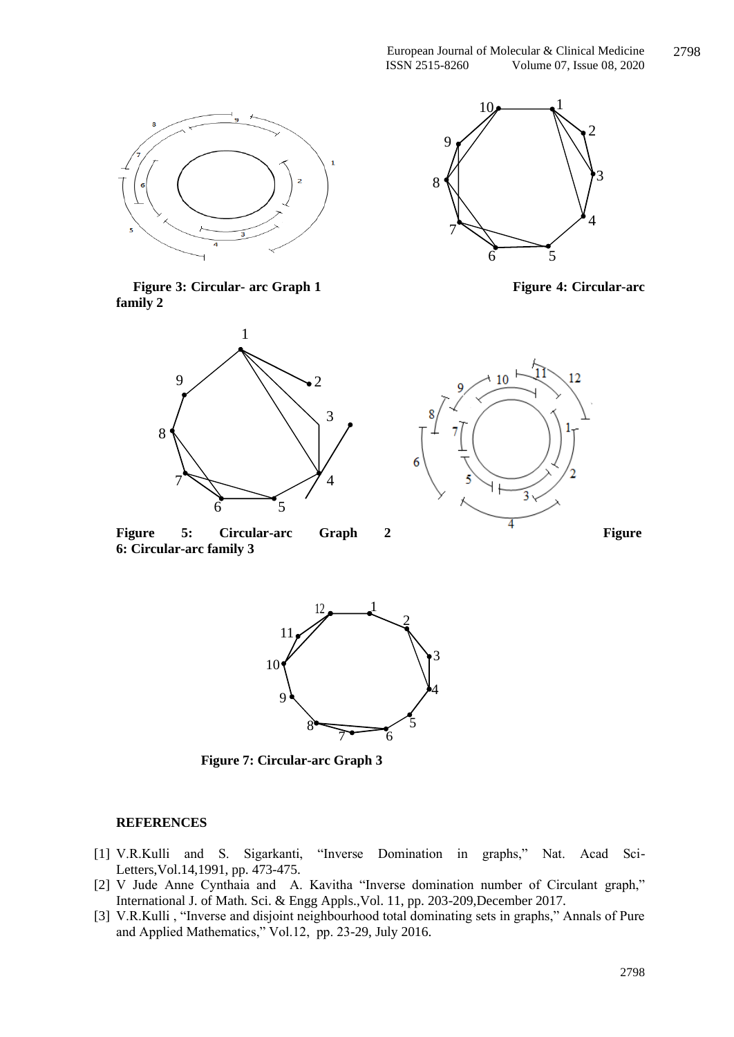**Figure 3: Circular- arc Graph 1** **Figure 4: Circular-arc family 2**

**Figure 5: Circular-arc Graph 2** **Figure 6: Circular-arc family 3**

**Figure 7: Circular-arc Graph 3**

## REFERENCES

[1] V.R.Kulli and S. Sigarkanti, "Inverse Domination in graphs," Nat. Acad Sci-Letters,Vol.14,1991, pp. 473-475.

[2] V Jude Anne Cynthaia and A. Kavitha "Inverse domination number of Circulant graph," International J. of Math. Sci. & Engg Appls.,Vol. 11, pp. 203-209,December 2017.

[3] V.R.Kulli , "Inverse and disjoint neighbourhood total dominating sets in graphs," Annals of Pure and Applied Mathematics," Vol.12, pp. 23-29, July 2016.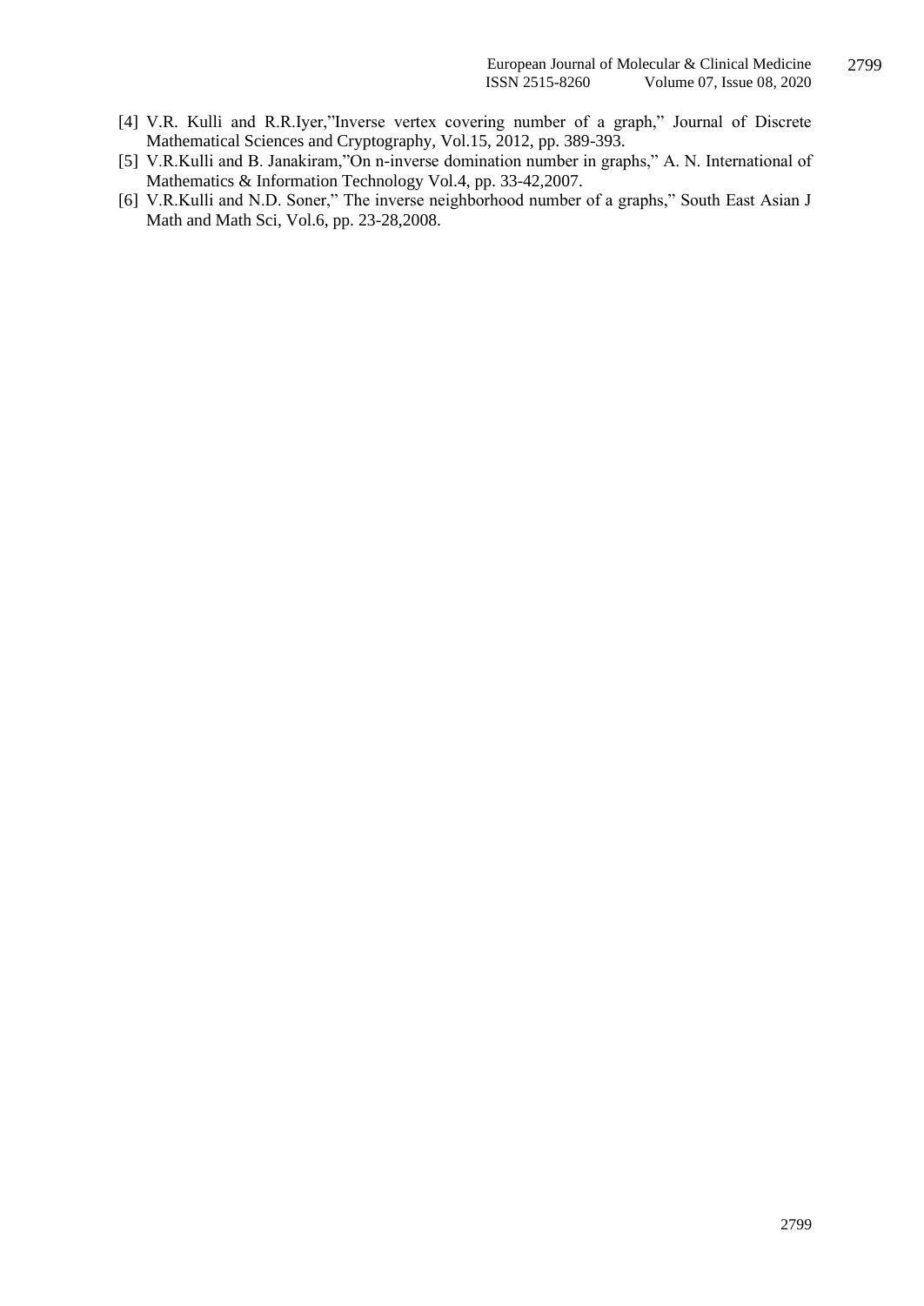[4] V.R. Kulli and R.R.Iyer,"Inverse vertex covering number of a graph," Journal of Discrete Mathematical Sciences and Cryptography, Vol.15, 2012, pp. 389-393.

[5] V.R.Kulli and B. Janakiram,"On n-inverse domination number in graphs," A. N. International of Mathematics & Information Technology Vol.4, pp. 33-42,2007.

[6] V.R.Kulli and N.D. Soner," The inverse neighborhood number of a graphs," South East Asian J Math and Math Sci, Vol.6, pp. 23-28,2008.